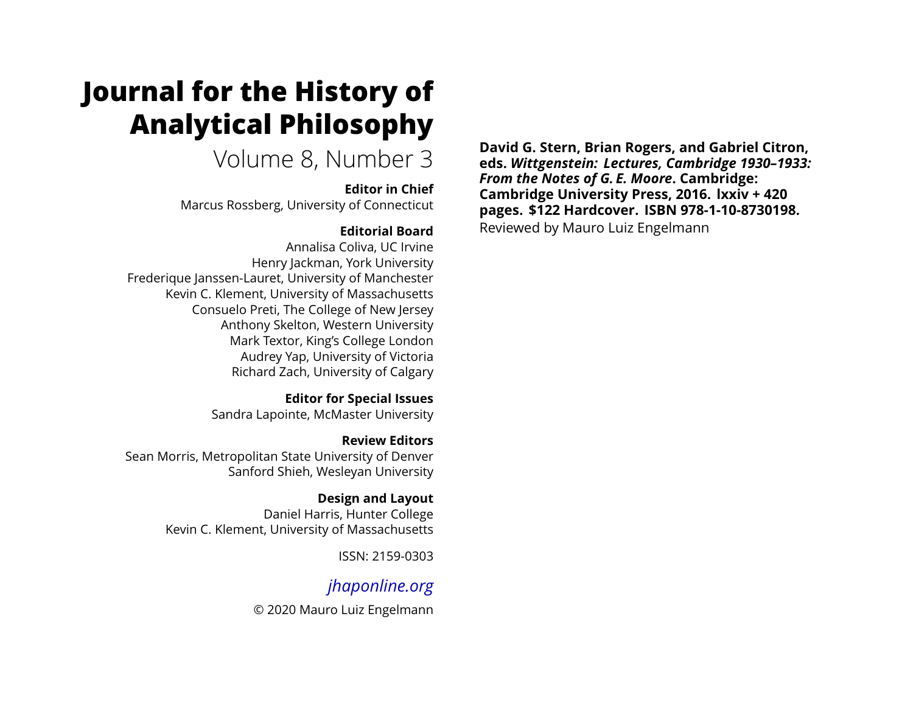# Journal for the History of Analytical Philosophy

Volume 8, Number 3

**Editor in Chief**
Marcus Rossberg, University of Connecticut

**Editorial Board**
Annalisa Coliva, UC Irvine
Henry Jackman, York University
Frederique Janssen-Lauret, University of Manchester
Kevin C. Klement, University of Massachusetts
Consuelo Preti, The College of New Jersey
Anthony Skelton, Western University
Mark Textor, King's College London
Audrey Yap, University of Victoria
Richard Zach, University of Calgary

**Editor for Special Issues**
Sandra Lapointe, McMaster University

**Review Editors**
Sean Morris, Metropolitan State University of Denver
Sanford Shieh, Wesleyan University

**Design and Layout**
Daniel Harris, Hunter College
Kevin C. Klement, University of Massachusetts

ISSN: 2159-0303

*jhaponline.org*

© 2020 Mauro Luiz Engelmann

**David G. Stern, Brian Rogers, and Gabriel Citron, eds. *Wittgenstein: Lectures, Cambridge 1930–1933: From the Notes of G. E. Moore*. Cambridge: Cambridge University Press, 2016. lxxiv + 420 pages. $122 Hardcover. ISBN 978-1-10-8730198.**

Reviewed by Mauro Luiz Engelmann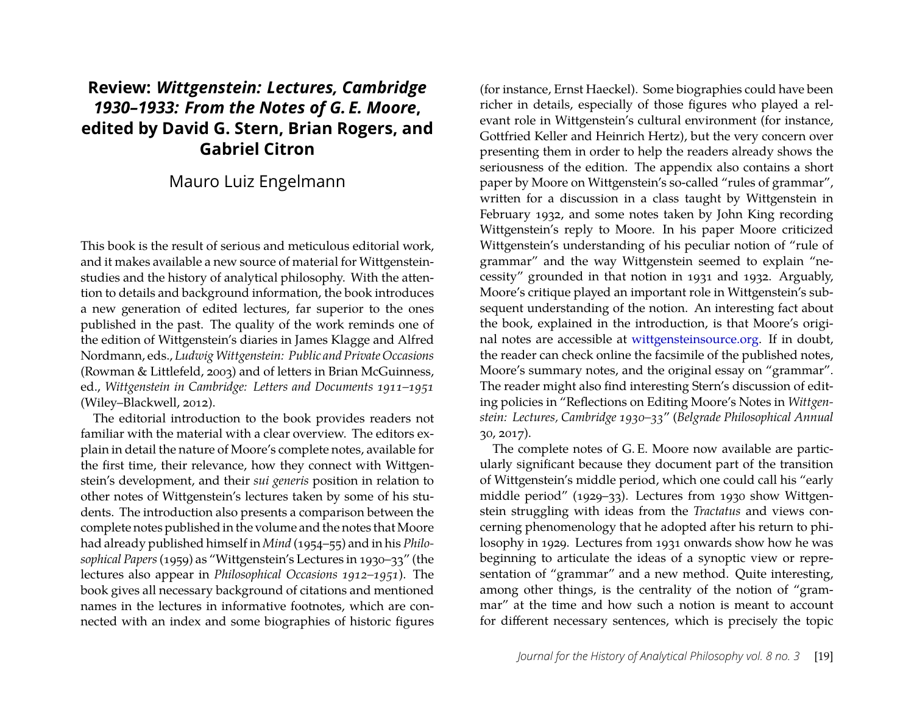# Review: *Wittgenstein: Lectures, Cambridge 1930–1933: From the Notes of G. E. Moore*, edited by David G. Stern, Brian Rogers, and Gabriel Citron

Mauro Luiz Engelmann

This book is the result of serious and meticulous editorial work, and it makes available a new source of material for Wittgenstein-studies and the history of analytical philosophy. With the attention to details and background information, the book introduces a new generation of edited lectures, far superior to the ones published in the past. The quality of the work reminds one of the edition of Wittgenstein's diaries in James Klagge and Alfred Nordmann, eds., *Ludwig Wittgenstein: Public and Private Occasions* (Rowman & Littlefeld, 2003) and of letters in Brian McGuinness, ed., *Wittgenstein in Cambridge: Letters and Documents 1911–1951* (Wiley–Blackwell, 2012).

The editorial introduction to the book provides readers not familiar with the material with a clear overview. The editors explain in detail the nature of Moore's complete notes, available for the first time, their relevance, how they connect with Wittgenstein's development, and their *sui generis* position in relation to other notes of Wittgenstein's lectures taken by some of his students. The introduction also presents a comparison between the complete notes published in the volume and the notes that Moore had already published himself in *Mind* (1954–55) and in his *Philosophical Papers* (1959) as "Wittgenstein's Lectures in 1930–33" (the lectures also appear in *Philosophical Occasions 1912–1951*). The book gives all necessary background of citations and mentioned names in the lectures in informative footnotes, which are connected with an index and some biographies of historic figures (for instance, Ernst Haeckel). Some biographies could have been richer in details, especially of those figures who played a relevant role in Wittgenstein's cultural environment (for instance, Gottfried Keller and Heinrich Hertz), but the very concern over presenting them in order to help the readers already shows the seriousness of the edition. The appendix also contains a short paper by Moore on Wittgenstein's so-called "rules of grammar", written for a discussion in a class taught by Wittgenstein in February 1932, and some notes taken by John King recording Wittgenstein's reply to Moore. In his paper Moore criticized Wittgenstein's understanding of his peculiar notion of "rule of grammar" and the way Wittgenstein seemed to explain "necessity" grounded in that notion in 1931 and 1932. Arguably, Moore's critique played an important role in Wittgenstein's subsequent understanding of the notion. An interesting fact about the book, explained in the introduction, is that Moore's original notes are accessible at wittgensteinsource.org. If in doubt, the reader can check online the facsimile of the published notes, Moore's summary notes, and the original essay on "grammar". The reader might also find interesting Stern's discussion of editing policies in "Reflections on Editing Moore's Notes in *Wittgenstein: Lectures, Cambridge 1930–33*" (*Belgrade Philosophical Annual* 30, 2017).

The complete notes of G. E. Moore now available are particularly significant because they document part of the transition of Wittgenstein's middle period, which one could call his "early middle period" (1929–33). Lectures from 1930 show Wittgenstein struggling with ideas from the *Tractatus* and views concerning phenomenology that he adopted after his return to philosophy in 1929. Lectures from 1931 onwards show how he was beginning to articulate the ideas of a synoptic view or representation of "grammar" and a new method. Quite interesting, among other things, is the centrality of the notion of "grammar" at the time and how such a notion is meant to account for different necessary sentences, which is precisely the topic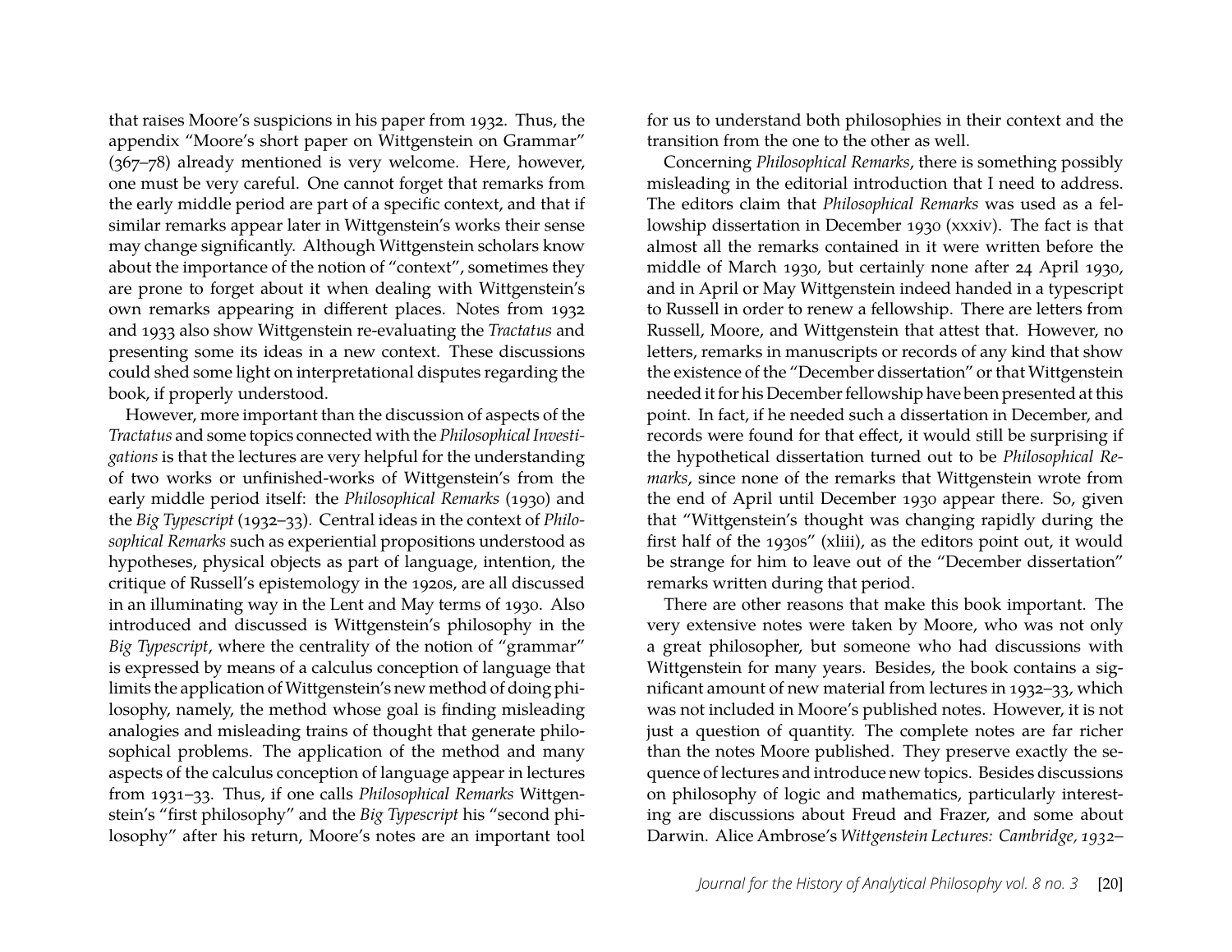that raises Moore's suspicions in his paper from 1932. Thus, the appendix "Moore's short paper on Wittgenstein on Grammar" (367–78) already mentioned is very welcome. Here, however, one must be very careful. One cannot forget that remarks from the early middle period are part of a specific context, and that if similar remarks appear later in Wittgenstein's works their sense may change significantly. Although Wittgenstein scholars know about the importance of the notion of "context", sometimes they are prone to forget about it when dealing with Wittgenstein's own remarks appearing in different places. Notes from 1932 and 1933 also show Wittgenstein re-evaluating the *Tractatus* and presenting some its ideas in a new context. These discussions could shed some light on interpretational disputes regarding the book, if properly understood.

However, more important than the discussion of aspects of the *Tractatus* and some topics connected with the *Philosophical Investigations* is that the lectures are very helpful for the understanding of two works or unfinished-works of Wittgenstein's from the early middle period itself: the *Philosophical Remarks* (1930) and the *Big Typescript* (1932–33). Central ideas in the context of *Philosophical Remarks* such as experiential propositions understood as hypotheses, physical objects as part of language, intention, the critique of Russell's epistemology in the 1920s, are all discussed in an illuminating way in the Lent and May terms of 1930. Also introduced and discussed is Wittgenstein's philosophy in the *Big Typescript*, where the centrality of the notion of "grammar" is expressed by means of a calculus conception of language that limits the application of Wittgenstein's new method of doing philosophy, namely, the method whose goal is finding misleading analogies and misleading trains of thought that generate philosophical problems. The application of the method and many aspects of the calculus conception of language appear in lectures from 1931–33. Thus, if one calls *Philosophical Remarks* Wittgenstein's "first philosophy" and the *Big Typescript* his "second philosophy" after his return, Moore's notes are an important tool for us to understand both philosophies in their context and the transition from the one to the other as well.

Concerning *Philosophical Remarks*, there is something possibly misleading in the editorial introduction that I need to address. The editors claim that *Philosophical Remarks* was used as a fellowship dissertation in December 1930 (xxxiv). The fact is that almost all the remarks contained in it were written before the middle of March 1930, but certainly none after 24 April 1930, and in April or May Wittgenstein indeed handed in a typescript to Russell in order to renew a fellowship. There are letters from Russell, Moore, and Wittgenstein that attest that. However, no letters, remarks in manuscripts or records of any kind that show the existence of the "December dissertation" or that Wittgenstein needed it for his December fellowship have been presented at this point. In fact, if he needed such a dissertation in December, and records were found for that effect, it would still be surprising if the hypothetical dissertation turned out to be *Philosophical Remarks*, since none of the remarks that Wittgenstein wrote from the end of April until December 1930 appear there. So, given that "Wittgenstein's thought was changing rapidly during the first half of the 1930s" (xliii), as the editors point out, it would be strange for him to leave out of the "December dissertation" remarks written during that period.

There are other reasons that make this book important. The very extensive notes were taken by Moore, who was not only a great philosopher, but someone who had discussions with Wittgenstein for many years. Besides, the book contains a significant amount of new material from lectures in 1932–33, which was not included in Moore's published notes. However, it is not just a question of quantity. The complete notes are far richer than the notes Moore published. They preserve exactly the sequence of lectures and introduce new topics. Besides discussions on philosophy of logic and mathematics, particularly interesting are discussions about Freud and Frazer, and some about Darwin. Alice Ambrose's *Wittgenstein Lectures: Cambridge, 1932–*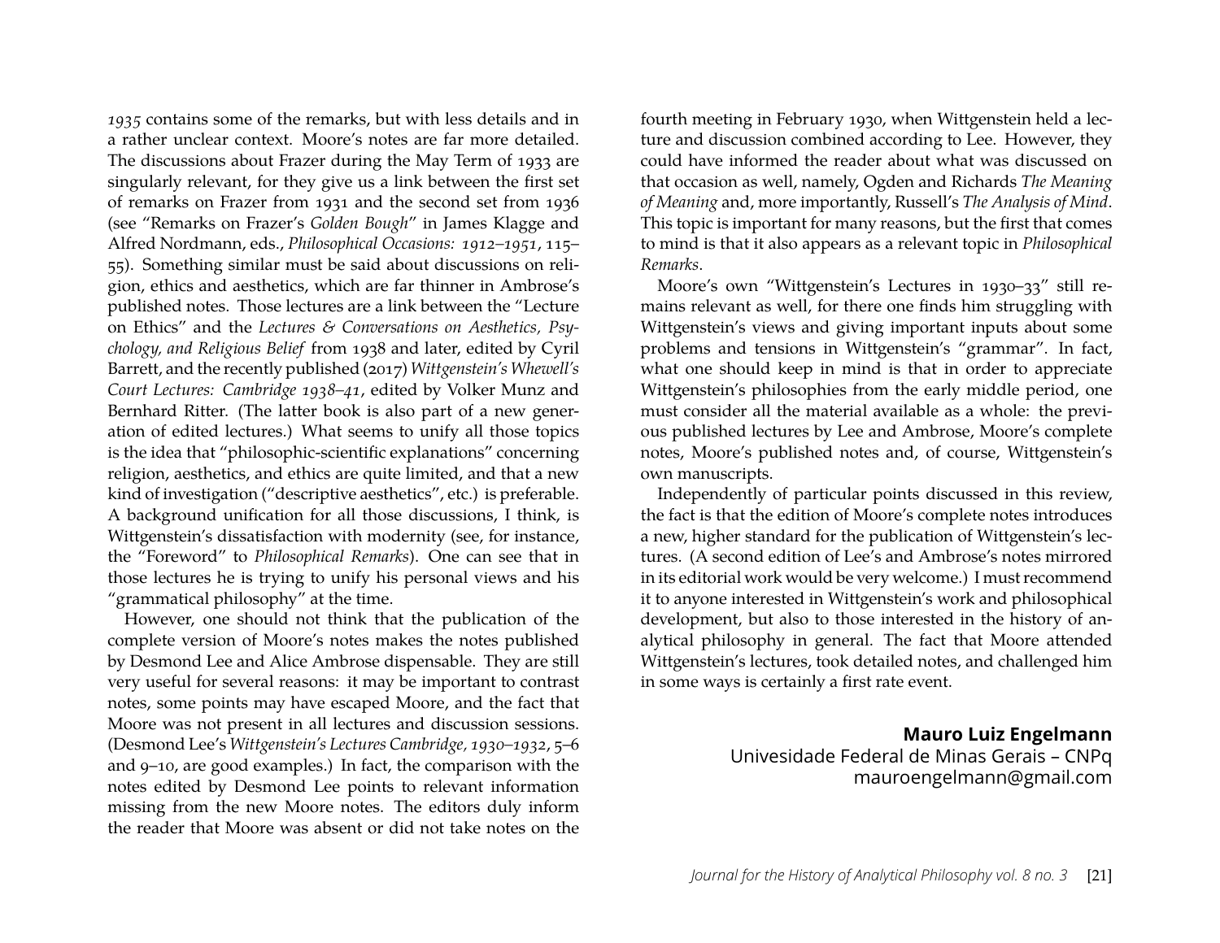*1935* contains some of the remarks, but with less details and in a rather unclear context. Moore's notes are far more detailed. The discussions about Frazer during the May Term of 1933 are singularly relevant, for they give us a link between the first set of remarks on Frazer from 1931 and the second set from 1936 (see "Remarks on Frazer's *Golden Bough*" in James Klagge and Alfred Nordmann, eds., *Philosophical Occasions: 1912–1951*, 115–55). Something similar must be said about discussions on religion, ethics and aesthetics, which are far thinner in Ambrose's published notes. Those lectures are a link between the "Lecture on Ethics" and the *Lectures & Conversations on Aesthetics, Psychology, and Religious Belief* from 1938 and later, edited by Cyril Barrett, and the recently published (2017) *Wittgenstein's Whewell's Court Lectures: Cambridge 1938–41*, edited by Volker Munz and Bernhard Ritter. (The latter book is also part of a new generation of edited lectures.) What seems to unify all those topics is the idea that "philosophic-scientific explanations" concerning religion, aesthetics, and ethics are quite limited, and that a new kind of investigation ("descriptive aesthetics", etc.) is preferable. A background unification for all those discussions, I think, is Wittgenstein's dissatisfaction with modernity (see, for instance, the "Foreword" to *Philosophical Remarks*). One can see that in those lectures he is trying to unify his personal views and his "grammatical philosophy" at the time.

However, one should not think that the publication of the complete version of Moore's notes makes the notes published by Desmond Lee and Alice Ambrose dispensable. They are still very useful for several reasons: it may be important to contrast notes, some points may have escaped Moore, and the fact that Moore was not present in all lectures and discussion sessions. (Desmond Lee's *Wittgenstein's Lectures Cambridge, 1930–1932*, 5–6 and 9–10, are good examples.) In fact, the comparison with the notes edited by Desmond Lee points to relevant information missing from the new Moore notes. The editors duly inform the reader that Moore was absent or did not take notes on the fourth meeting in February 1930, when Wittgenstein held a lecture and discussion combined according to Lee. However, they could have informed the reader about what was discussed on that occasion as well, namely, Ogden and Richards *The Meaning of Meaning* and, more importantly, Russell's *The Analysis of Mind*. This topic is important for many reasons, but the first that comes to mind is that it also appears as a relevant topic in *Philosophical Remarks*.

Moore's own "Wittgenstein's Lectures in 1930–33" still remains relevant as well, for there one finds him struggling with Wittgenstein's views and giving important inputs about some problems and tensions in Wittgenstein's "grammar". In fact, what one should keep in mind is that in order to appreciate Wittgenstein's philosophies from the early middle period, one must consider all the material available as a whole: the previous published lectures by Lee and Ambrose, Moore's complete notes, Moore's published notes and, of course, Wittgenstein's own manuscripts.

Independently of particular points discussed in this review, the fact is that the edition of Moore's complete notes introduces a new, higher standard for the publication of Wittgenstein's lectures. (A second edition of Lee's and Ambrose's notes mirrored in its editorial work would be very welcome.) I must recommend it to anyone interested in Wittgenstein's work and philosophical development, but also to those interested in the history of analytical philosophy in general. The fact that Moore attended Wittgenstein's lectures, took detailed notes, and challenged him in some ways is certainly a first rate event.

**Mauro Luiz Engelmann**
Univesidade Federal de Minas Gerais – CNPq
mauroengelmann@gmail.com